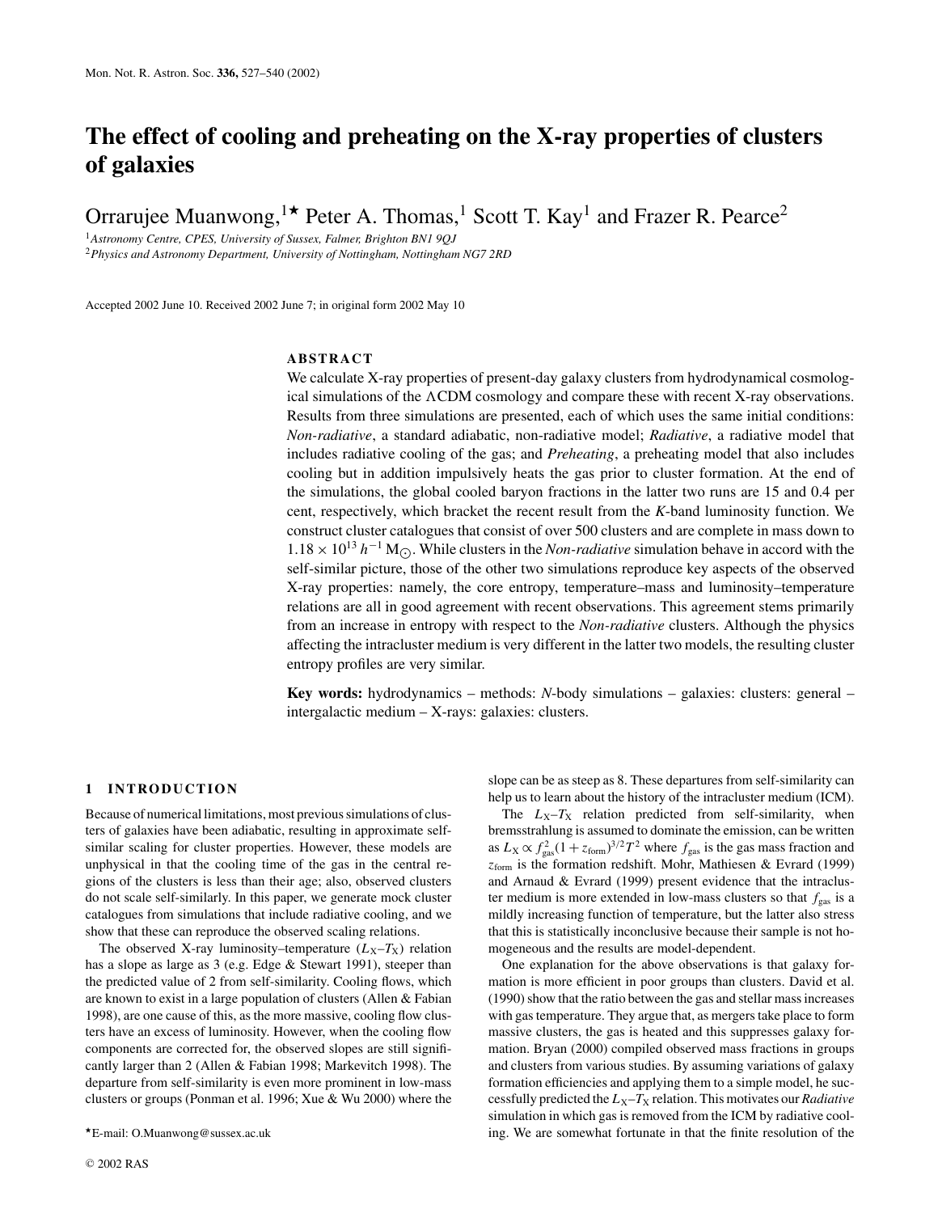# The effect of cooling and preheating on the X-ray properties of clusters of galaxies

Orrarujee Muanwong,[1*] Peter A. Thomas,[1] Scott T. Kay[1] and Frazer R. Pearce[2]

[1]Astronomy Centre, CPES, University of Sussex, Falmer, Brighton BN1 9QJ
[2]Physics and Astronomy Department, University of Nottingham, Nottingham NG7 2RD

Accepted 2002 June 10. Received 2002 June 7; in original form 2002 May 10

## ABSTRACT

We calculate X-ray properties of present-day galaxy clusters from hydrodynamical cosmological simulations of the ΛCDM cosmology and compare these with recent X-ray observations. Results from three simulations are presented, each of which uses the same initial conditions: *Non-radiative*, a standard adiabatic, non-radiative model; *Radiative*, a radiative model that includes radiative cooling of the gas; and *Preheating*, a preheating model that also includes cooling but in addition impulsively heats the gas prior to cluster formation. At the end of the simulations, the global cooled baryon fractions in the latter two runs are 15 and 0.4 per cent, respectively, which bracket the recent result from the *K*-band luminosity function. We construct cluster catalogues that consist of over 500 clusters and are complete in mass down to $1.18 \times 10^{13}\,h^{-1}\,\mathrm{M}_{\odot}$. While clusters in the *Non-radiative* simulation behave in accord with the self-similar picture, those of the other two simulations reproduce key aspects of the observed X-ray properties: namely, the core entropy, temperature–mass and luminosity–temperature relations are all in good agreement with recent observations. This agreement stems primarily from an increase in entropy with respect to the *Non-radiative* clusters. Although the physics affecting the intracluster medium is very different in the latter two models, the resulting cluster entropy profiles are very similar.

**Key words:** hydrodynamics – methods: *N*-body simulations – galaxies: clusters: general – intergalactic medium – X-rays: galaxies: clusters.

## 1 INTRODUCTION

Because of numerical limitations, most previous simulations of clusters of galaxies have been adiabatic, resulting in approximate self-similar scaling for cluster properties. However, these models are unphysical in that the cooling time of the gas in the central regions of the clusters is less than their age; also, observed clusters do not scale self-similarly. In this paper, we generate mock cluster catalogues from simulations that include radiative cooling, and we show that these can reproduce the observed scaling relations.

The observed X-ray luminosity–temperature ($L_X$–$T_X$) relation has a slope as large as 3 (e.g. Edge & Stewart 1991), steeper than the predicted value of 2 from self-similarity. Cooling flows, which are known to exist in a large population of clusters (Allen & Fabian 1998), are one cause of this, as the more massive, cooling flow clusters have an excess of luminosity. However, when the cooling flow components are corrected for, the observed slopes are still significantly larger than 2 (Allen & Fabian 1998; Markevitch 1998). The departure from self-similarity is even more prominent in low-mass clusters or groups (Ponman et al. 1996; Xue & Wu 2000) where the slope can be as steep as 8. These departures from self-similarity can help us to learn about the history of the intracluster medium (ICM).

The $L_X$–$T_X$ relation predicted from self-similarity, when bremsstrahlung is assumed to dominate the emission, can be written as $L_X \propto f_{\mathrm{gas}}^2 (1 + z_{\mathrm{form}})^{3/2} T^2$ where $f_{\mathrm{gas}}$ is the gas mass fraction and $z_{\mathrm{form}}$ is the formation redshift. Mohr, Mathiesen & Evrard (1999) and Arnaud & Evrard (1999) present evidence that the intracluster medium is more extended in low-mass clusters so that $f_{\mathrm{gas}}$ is a mildly increasing function of temperature, but the latter also stress that this is statistically inconclusive because their sample is not homogeneous and the results are model-dependent.

One explanation for the above observations is that galaxy formation is more efficient in poor groups than clusters. David et al. (1990) show that the ratio between the gas and stellar mass increases with gas temperature. They argue that, as mergers take place to form massive clusters, the gas is heated and this suppresses galaxy formation. Bryan (2000) compiled observed mass fractions in groups and clusters from various studies. By assuming variations of galaxy formation efficiencies and applying them to a simple model, he successfully predicted the $L_X$–$T_X$ relation. This motivates our *Radiative* simulation in which gas is removed from the ICM by radiative cooling. We are somewhat fortunate in that the finite resolution of the

*E-mail: O.Muanwong@sussex.ac.uk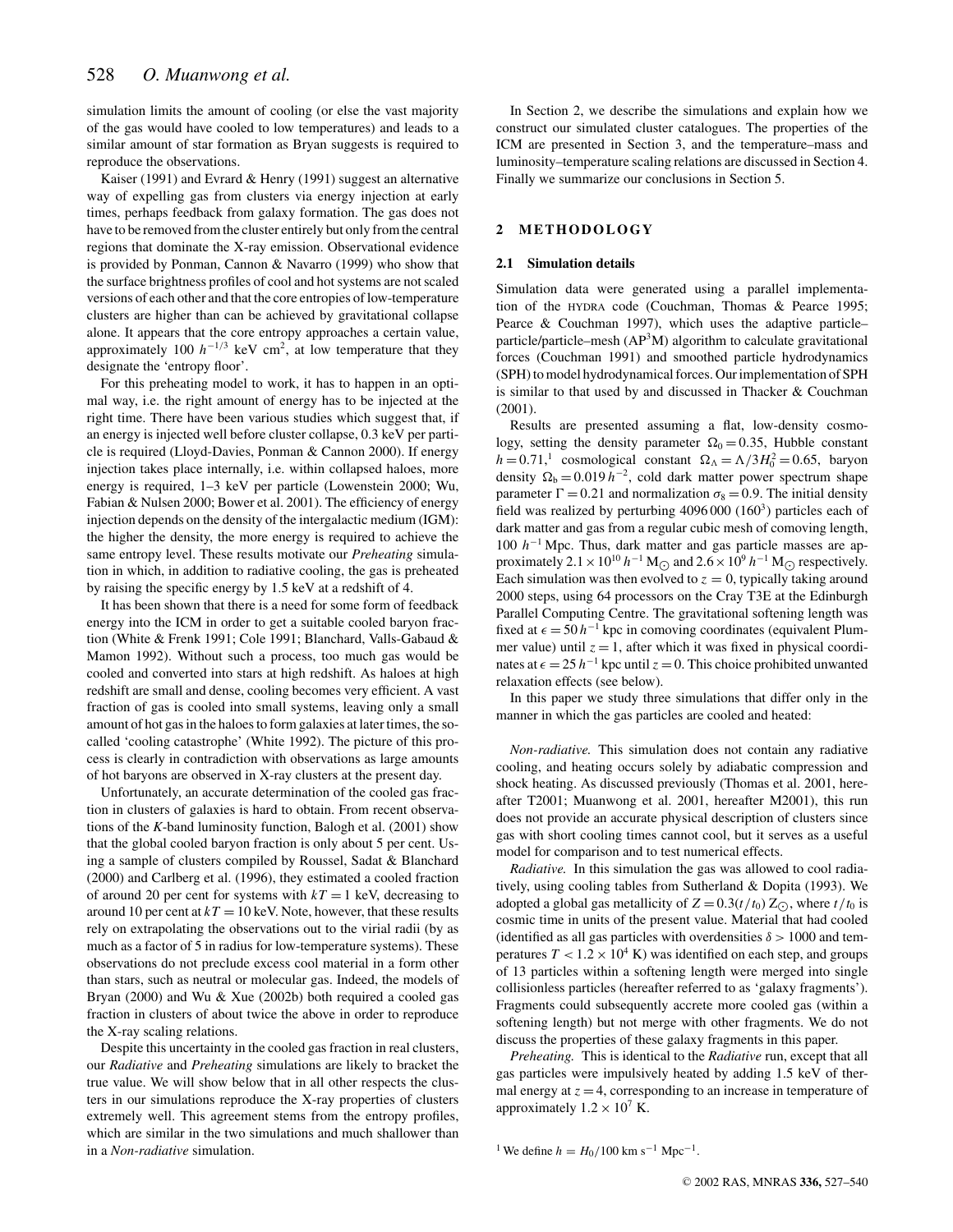simulation limits the amount of cooling (or else the vast majority of the gas would have cooled to low temperatures) and leads to a similar amount of star formation as Bryan suggests is required to reproduce the observations.

Kaiser (1991) and Evrard & Henry (1991) suggest an alternative way of expelling gas from clusters via energy injection at early times, perhaps feedback from galaxy formation. The gas does not have to be removed from the cluster entirely but only from the central regions that dominate the X-ray emission. Observational evidence is provided by Ponman, Cannon & Navarro (1999) who show that the surface brightness profiles of cool and hot systems are not scaled versions of each other and that the core entropies of low-temperature clusters are higher than can be achieved by gravitational collapse alone. It appears that the core entropy approaches a certain value, approximately 100 $h^{-1/3}$ keV cm$^2$, at low temperature that they designate the 'entropy floor'.

For this preheating model to work, it has to happen in an optimal way, i.e. the right amount of energy has to be injected at the right time. There have been various studies which suggest that, if an energy is injected well before cluster collapse, 0.3 keV per particle is required (Lloyd-Davies, Ponman & Cannon 2000). If energy injection takes place internally, i.e. within collapsed haloes, more energy is required, 1–3 keV per particle (Lowenstein 2000; Wu, Fabian & Nulsen 2000; Bower et al. 2001). The efficiency of energy injection depends on the density of the intergalactic medium (IGM): the higher the density, the more energy is required to achieve the same entropy level. These results motivate our *Preheating* simulation in which, in addition to radiative cooling, the gas is preheated by raising the specific energy by 1.5 keV at a redshift of 4.

It has been shown that there is a need for some form of feedback energy into the ICM in order to get a suitable cooled baryon fraction (White & Frenk 1991; Cole 1991; Blanchard, Valls-Gabaud & Mamon 1992). Without such a process, too much gas would be cooled and converted into stars at high redshift. As haloes at high redshift are small and dense, cooling becomes very efficient. A vast fraction of gas is cooled into small systems, leaving only a small amount of hot gas in the haloes to form galaxies at later times, the so-called 'cooling catastrophe' (White 1992). The picture of this process is clearly in contradiction with observations as large amounts of hot baryons are observed in X-ray clusters at the present day.

Unfortunately, an accurate determination of the cooled gas fraction in clusters of galaxies is hard to obtain. From recent observations of the *K*-band luminosity function, Balogh et al. (2001) show that the global cooled baryon fraction is only about 5 per cent. Using a sample of clusters compiled by Roussel, Sadat & Blanchard (2000) and Carlberg et al. (1996), they estimated a cooled fraction of around 20 per cent for systems with $kT = 1$ keV, decreasing to around 10 per cent at $kT = 10$ keV. Note, however, that these results rely on extrapolating the observations out to the virial radii (by as much as a factor of 5 in radius for low-temperature systems). These observations do not preclude excess cool material in a form other than stars, such as neutral or molecular gas. Indeed, the models of Bryan (2000) and Wu & Xue (2002b) both required a cooled gas fraction in clusters of about twice the above in order to reproduce the X-ray scaling relations.

Despite this uncertainty in the cooled gas fraction in real clusters, our *Radiative* and *Preheating* simulations are likely to bracket the true value. We will show below that in all other respects the clusters in our simulations reproduce the X-ray properties of clusters extremely well. This agreement stems from the entropy profiles, which are similar in the two simulations and much shallower than in a *Non-radiative* simulation.

In Section 2, we describe the simulations and explain how we construct our simulated cluster catalogues. The properties of the ICM are presented in Section 3, and the temperature–mass and luminosity–temperature scaling relations are discussed in Section 4. Finally we summarize our conclusions in Section 5.

## 2 METHODOLOGY

### 2.1 Simulation details

Simulation data were generated using a parallel implementation of the HYDRA code (Couchman, Thomas & Pearce 1995; Pearce & Couchman 1997), which uses the adaptive particle–particle/particle–mesh (AP$^3$M) algorithm to calculate gravitational forces (Couchman 1991) and smoothed particle hydrodynamics (SPH) to model hydrodynamical forces. Our implementation of SPH is similar to that used by and discussed in Thacker & Couchman (2001).

Results are presented assuming a flat, low-density cosmology, setting the density parameter $\Omega_0 = 0.35$, Hubble constant $h = 0.71$,[1] cosmological constant $\Omega_\Lambda = \Lambda/3H_0^2 = 0.65$, baryon density $\Omega_b = 0.019\,h^{-2}$, cold dark matter power spectrum shape parameter $\Gamma = 0.21$ and normalization $\sigma_8 = 0.9$. The initial density field was realized by perturbing 4096 000 (160$^3$) particles each of dark matter and gas from a regular cubic mesh of comoving length, 100 $h^{-1}$ Mpc. Thus, dark matter and gas particle masses are approximately $2.1 \times 10^{10}\,h^{-1}$ M$_\odot$ and $2.6 \times 10^9\,h^{-1}$ M$_\odot$ respectively. Each simulation was then evolved to $z = 0$, typically taking around 2000 steps, using 64 processors on the Cray T3E at the Edinburgh Parallel Computing Centre. The gravitational softening length was fixed at $\epsilon = 50\,h^{-1}$ kpc in comoving coordinates (equivalent Plummer value) until $z = 1$, after which it was fixed in physical coordinates at $\epsilon = 25\,h^{-1}$ kpc until $z = 0$. This choice prohibited unwanted relaxation effects (see below).

In this paper we study three simulations that differ only in the manner in which the gas particles are cooled and heated:

*Non-radiative.* This simulation does not contain any radiative cooling, and heating occurs solely by adiabatic compression and shock heating. As discussed previously (Thomas et al. 2001, hereafter T2001; Muanwong et al. 2001, hereafter M2001), this run does not provide an accurate physical description of clusters since gas with short cooling times cannot cool, but it serves as a useful model for comparison and to test numerical effects.

*Radiative.* In this simulation the gas was allowed to cool radiatively, using cooling tables from Sutherland & Dopita (1993). We adopted a global gas metallicity of $Z = 0.3(t/t_0)$ Z$_\odot$, where $t/t_0$ is cosmic time in units of the present value. Material that had cooled (identified as all gas particles with overdensities $\delta > 1000$ and temperatures $T < 1.2 \times 10^4$ K) was identified on each step, and groups of 13 particles within a softening length were merged into single collisionless particles (hereafter referred to as 'galaxy fragments'). Fragments could subsequently accrete more cooled gas (within a softening length) but not merge with other fragments. We do not discuss the properties of these galaxy fragments in this paper.

*Preheating.* This is identical to the *Radiative* run, except that all gas particles were impulsively heated by adding 1.5 keV of thermal energy at $z = 4$, corresponding to an increase in temperature of approximately $1.2 \times 10^7$ K.

[1] We define $h = H_0/100$ km s$^{-1}$ Mpc$^{-1}$.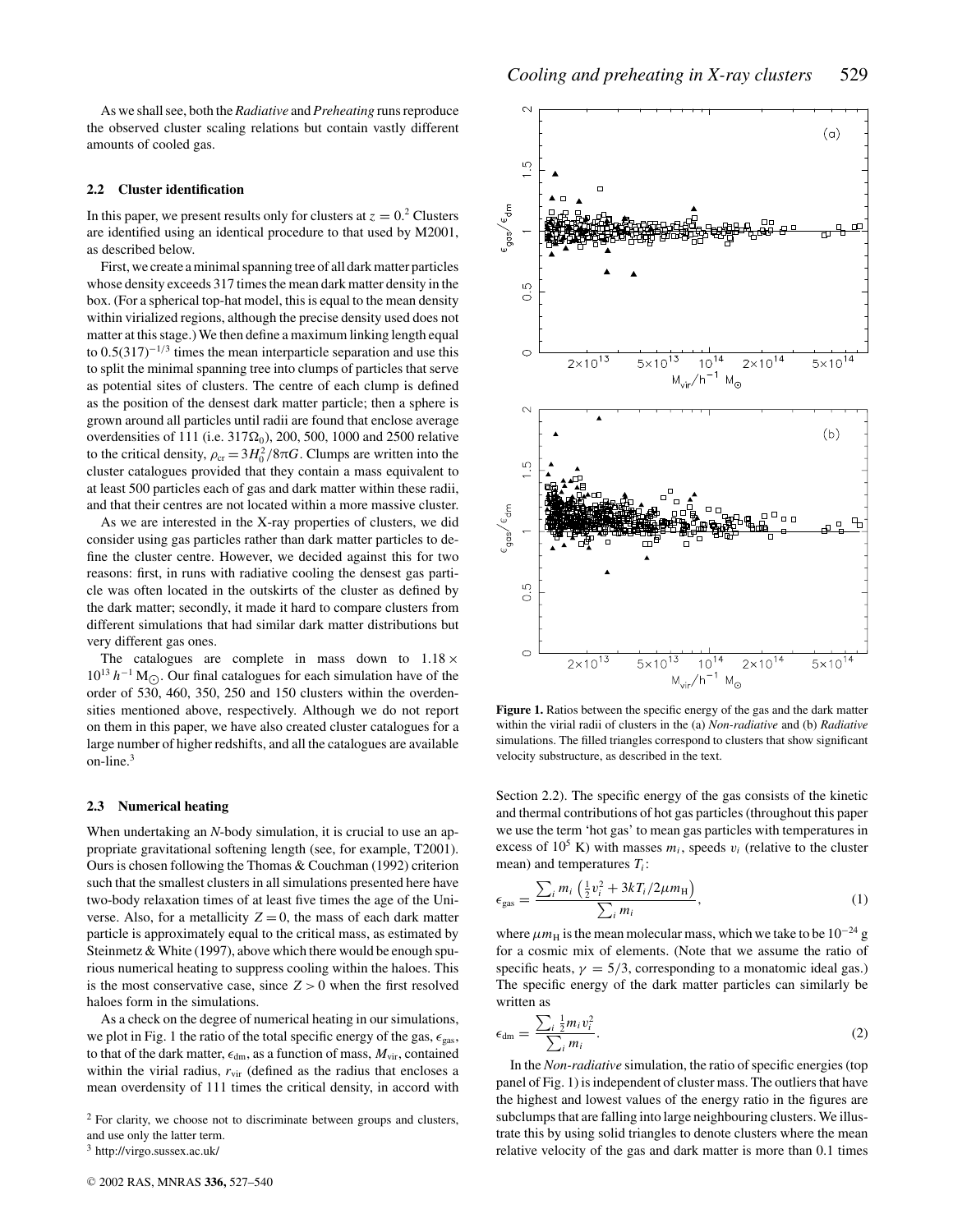As we shall see, both the *Radiative* and *Preheating* runs reproduce the observed cluster scaling relations but contain vastly different amounts of cooled gas.

### 2.2 Cluster identification

In this paper, we present results only for clusters at $z = 0$.[2] Clusters are identified using an identical procedure to that used by M2001, as described below.

First, we create a minimal spanning tree of all dark matter particles whose density exceeds 317 times the mean dark matter density in the box. (For a spherical top-hat model, this is equal to the mean density within virialized regions, although the precise density used does not matter at this stage.) We then define a maximum linking length equal to $0.5(317)^{-1/3}$ times the mean interparticle separation and use this to split the minimal spanning tree into clumps of particles that serve as potential sites of clusters. The centre of each clump is defined as the position of the densest dark matter particle; then a sphere is grown around all particles until radii are found that enclose average overdensities of 111 (i.e. $317\Omega_0$), 200, 500, 1000 and 2500 relative to the critical density, $\rho_{\rm cr} = 3H_0^2/8\pi G$. Clumps are written into the cluster catalogues provided that they contain a mass equivalent to at least 500 particles each of gas and dark matter within these radii, and that their centres are not located within a more massive cluster.

As we are interested in the X-ray properties of clusters, we did consider using gas particles rather than dark matter particles to define the cluster centre. However, we decided against this for two reasons: first, in runs with radiative cooling the densest gas particle was often located in the outskirts of the cluster as defined by the dark matter; secondly, it made it hard to compare clusters from different simulations that had similar dark matter distributions but very different gas ones.

The catalogues are complete in mass down to $1.18 \times 10^{13}\,h^{-1}\,{\rm M}_\odot$. Our final catalogues for each simulation have of the order of 530, 460, 350, 250 and 150 clusters within the overdensities mentioned above, respectively. Although we do not report on them in this paper, we have also created cluster catalogues for a large number of higher redshifts, and all the catalogues are available on-line.[3]

### 2.3 Numerical heating

When undertaking an *N*-body simulation, it is crucial to use an appropriate gravitational softening length (see, for example, T2001). Ours is chosen following the Thomas & Couchman (1992) criterion such that the smallest clusters in all simulations presented here have two-body relaxation times of at least five times the age of the Universe. Also, for a metallicity $Z = 0$, the mass of each dark matter particle is approximately equal to the critical mass, as estimated by Steinmetz & White (1997), above which there would be enough spurious numerical heating to suppress cooling within the haloes. This is the most conservative case, since $Z > 0$ when the first resolved haloes form in the simulations.

As a check on the degree of numerical heating in our simulations, we plot in Fig. 1 the ratio of the total specific energy of the gas, $\epsilon_{\rm gas}$, to that of the dark matter, $\epsilon_{\rm dm}$, as a function of mass, $M_{\rm vir}$, contained within the virial radius, $r_{\rm vir}$ (defined as the radius that encloses a mean overdensity of 111 times the critical density, in accord with Section 2.2). The specific energy of the gas consists of the kinetic and thermal contributions of hot gas particles (throughout this paper we use the term 'hot gas' to mean gas particles with temperatures in excess of $10^5$ K) with masses $m_i$, speeds $v_i$ (relative to the cluster mean) and temperatures $T_i$:

$$\epsilon_{\rm gas} = \frac{\sum_i m_i \left(\frac{1}{2}v_i^2 + 3kT_i/2\mu m_{\rm H}\right)}{\sum_i m_i}, \tag{1}$$

where $\mu m_{\rm H}$ is the mean molecular mass, which we take to be $10^{-24}$ g for a cosmic mix of elements. (Note that we assume the ratio of specific heats, $\gamma = 5/3$, corresponding to a monatomic ideal gas.) The specific energy of the dark matter particles can similarly be written as

$$\epsilon_{\rm dm} = \frac{\sum_i \frac{1}{2} m_i v_i^2}{\sum_i m_i}. \tag{2}$$

In the *Non-radiative* simulation, the ratio of specific energies (top panel of Fig. 1) is independent of cluster mass. The outliers that have the highest and lowest values of the energy ratio in the figures are subclumps that are falling into large neighbouring clusters. We illustrate this by using solid triangles to denote clusters where the mean relative velocity of the gas and dark matter is more than 0.1 times

**Figure 1.** Ratios between the specific energy of the gas and the dark matter within the virial radii of clusters in the (a) *Non-radiative* and (b) *Radiative* simulations. The filled triangles correspond to clusters that show significant velocity substructure, as described in the text.

[2] For clarity, we choose not to discriminate between groups and clusters, and use only the latter term.

[3] http://virgo.sussex.ac.uk/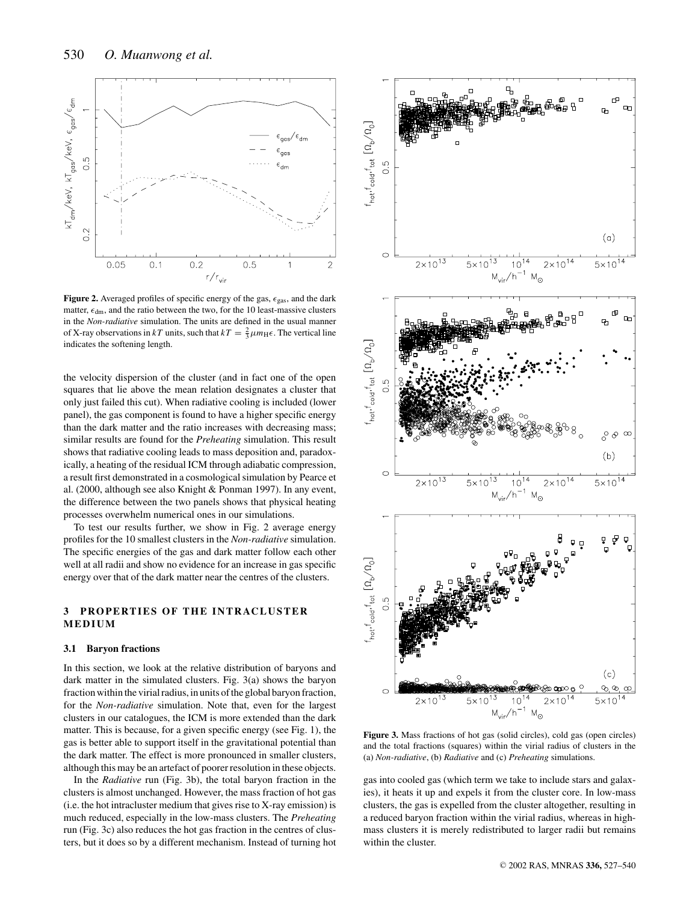**Figure 2.** Averaged profiles of specific energy of the gas, $\epsilon_{gas}$, and the dark matter, $\epsilon_{dm}$, and the ratio between the two, for the 10 least-massive clusters in the *Non-radiative* simulation. The units are defined in the usual manner of X-ray observations in $kT$ units, such that $kT = \frac{2}{3}\mu m_H \epsilon$. The vertical line indicates the softening length.

the velocity dispersion of the cluster (and in fact one of the open squares that lie above the mean relation designates a cluster that only just failed this cut). When radiative cooling is included (lower panel), the gas component is found to have a higher specific energy than the dark matter and the ratio increases with decreasing mass; similar results are found for the *Preheating* simulation. This result shows that radiative cooling leads to mass deposition and, paradoxically, a heating of the residual ICM through adiabatic compression, a result first demonstrated in a cosmological simulation by Pearce et al. (2000, although see also Knight & Ponman 1997). In any event, the difference between the two panels shows that physical heating processes overwhelm numerical ones in our simulations.

To test our results further, we show in Fig. 2 average energy profiles for the 10 smallest clusters in the *Non-radiative* simulation. The specific energies of the gas and dark matter follow each other well at all radii and show no evidence for an increase in gas specific energy over that of the dark matter near the centres of the clusters.

## 3 PROPERTIES OF THE INTRACLUSTER MEDIUM

### 3.1 Baryon fractions

In this section, we look at the relative distribution of baryons and dark matter in the simulated clusters. Fig. 3(a) shows the baryon fraction within the virial radius, in units of the global baryon fraction, for the *Non-radiative* simulation. Note that, even for the largest clusters in our catalogues, the ICM is more extended than the dark matter. This is because, for a given specific energy (see Fig. 1), the gas is better able to support itself in the gravitational potential than the dark matter. The effect is more pronounced in smaller clusters, although this may be an artefact of poorer resolution in these objects.

In the *Radiative* run (Fig. 3b), the total baryon fraction in the clusters is almost unchanged. However, the mass fraction of hot gas (i.e. the hot intracluster medium that gives rise to X-ray emission) is much reduced, especially in the low-mass clusters. The *Preheating* run (Fig. 3c) also reduces the hot gas fraction in the centres of clusters, but it does so by a different mechanism. Instead of turning hot gas into cooled gas (which term we take to include stars and galaxies), it heats it up and expels it from the cluster core. In low-mass clusters, the gas is expelled from the cluster altogether, resulting in a reduced baryon fraction within the virial radius, whereas in high-mass clusters it is merely redistributed to larger radii but remains within the cluster.

**Figure 3.** Mass fractions of hot gas (solid circles), cold gas (open circles) and the total fractions (squares) within the virial radius of clusters in the (a) *Non-radiative*, (b) *Radiative* and (c) *Preheating* simulations.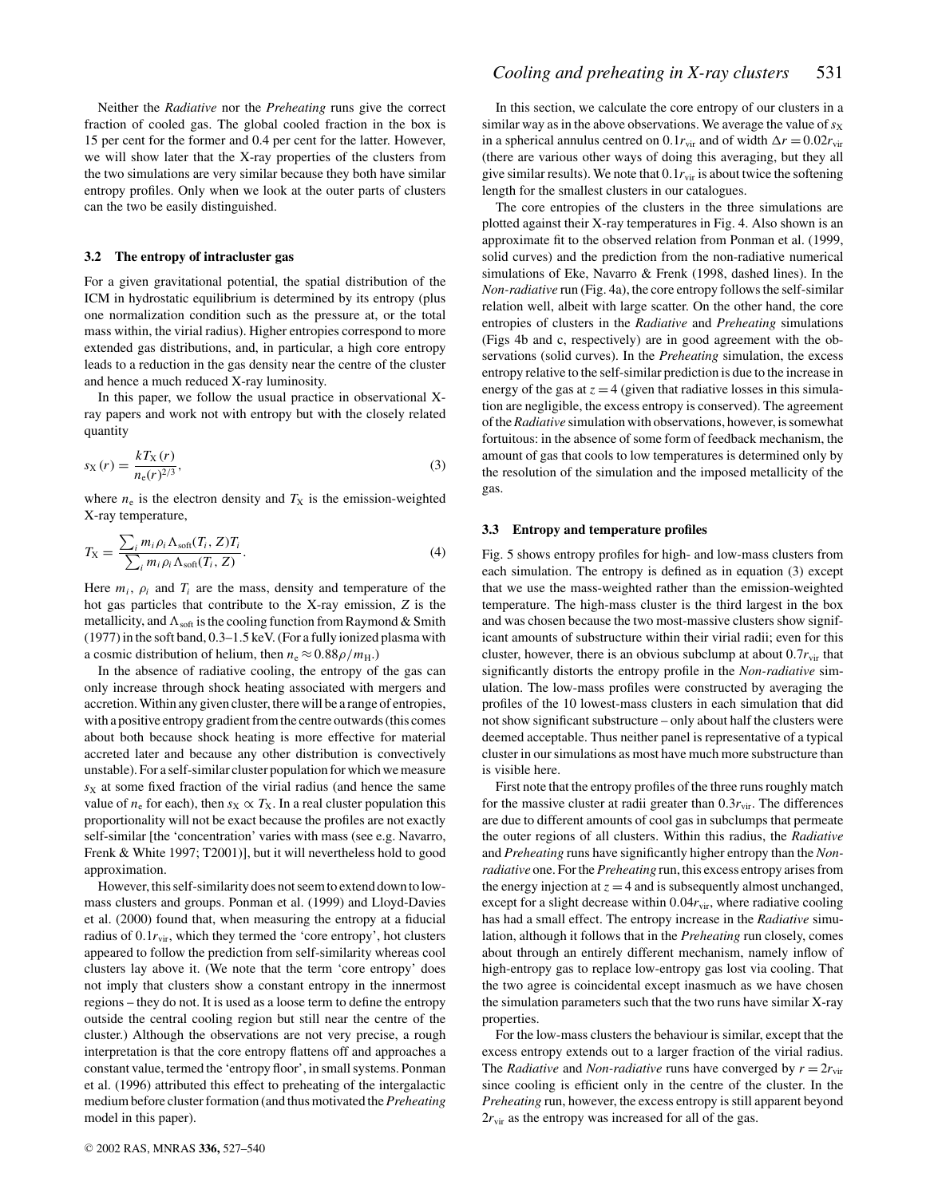Neither the *Radiative* nor the *Preheating* runs give the correct fraction of cooled gas. The global cooled fraction in the box is 15 per cent for the former and 0.4 per cent for the latter. However, we will show later that the X-ray properties of the clusters from the two simulations are very similar because they both have similar entropy profiles. Only when we look at the outer parts of clusters can the two be easily distinguished.

### 3.2 The entropy of intracluster gas

For a given gravitational potential, the spatial distribution of the ICM in hydrostatic equilibrium is determined by its entropy (plus one normalization condition such as the pressure at, or the total mass within, the virial radius). Higher entropies correspond to more extended gas distributions, and, in particular, a high core entropy leads to a reduction in the gas density near the centre of the cluster and hence a much reduced X-ray luminosity.

In this paper, we follow the usual practice in observational X-ray papers and work not with entropy but with the closely related quantity

$$s_X(r) = \frac{kT_X(r)}{n_e(r)^{2/3}}, \tag{3}$$

where $n_e$ is the electron density and $T_X$ is the emission-weighted X-ray temperature,

$$T_X = \frac{\sum_i m_i \rho_i \Lambda_{\rm soft}(T_i, Z) T_i}{\sum_i m_i \rho_i \Lambda_{\rm soft}(T_i, Z)}. \tag{4}$$

Here $m_i$, $\rho_i$ and $T_i$ are the mass, density and temperature of the hot gas particles that contribute to the X-ray emission, $Z$ is the metallicity, and $\Lambda_{\rm soft}$ is the cooling function from Raymond & Smith (1977) in the soft band, 0.3–1.5 keV. (For a fully ionized plasma with a cosmic distribution of helium, then $n_e \approx 0.88\rho/m_H$.)

In the absence of radiative cooling, the entropy of the gas can only increase through shock heating associated with mergers and accretion. Within any given cluster, there will be a range of entropies, with a positive entropy gradient from the centre outwards (this comes about both because shock heating is more effective for material accreted later and because any other distribution is convectively unstable). For a self-similar cluster population for which we measure $s_X$ at some fixed fraction of the virial radius (and hence the same value of $n_e$ for each), then $s_X \propto T_X$. In a real cluster population this proportionality will not be exact because the profiles are not exactly self-similar [the 'concentration' varies with mass (see e.g. Navarro, Frenk & White 1997; T2001)], but it will nevertheless hold to good approximation.

However, this self-similarity does not seem to extend down to low-mass clusters and groups. Ponman et al. (1999) and Lloyd-Davies et al. (2000) found that, when measuring the entropy at a fiducial radius of $0.1r_{\rm vir}$, which they termed the 'core entropy', hot clusters appeared to follow the prediction from self-similarity whereas cool clusters lay above it. (We note that the term 'core entropy' does not imply that clusters show a constant entropy in the innermost regions – they do not. It is used as a loose term to define the entropy outside the central cooling region but still near the centre of the cluster.) Although the observations are not very precise, a rough interpretation is that the core entropy flattens off and approaches a constant value, termed the 'entropy floor', in small systems. Ponman et al. (1996) attributed this effect to preheating of the intergalactic medium before cluster formation (and thus motivated the *Preheating* model in this paper).

In this section, we calculate the core entropy of our clusters in a similar way as in the above observations. We average the value of $s_X$ in a spherical annulus centred on $0.1r_{\rm vir}$ and of width $\Delta r = 0.02r_{\rm vir}$ (there are various other ways of doing this averaging, but they all give similar results). We note that $0.1r_{\rm vir}$ is about twice the softening length for the smallest clusters in our catalogues.

The core entropies of the clusters in the three simulations are plotted against their X-ray temperatures in Fig. 4. Also shown is an approximate fit to the observed relation from Ponman et al. (1999, solid curves) and the prediction from the non-radiative numerical simulations of Eke, Navarro & Frenk (1998, dashed lines). In the *Non-radiative* run (Fig. 4a), the core entropy follows the self-similar relation well, albeit with large scatter. On the other hand, the core entropies of clusters in the *Radiative* and *Preheating* simulations (Figs 4b and c, respectively) are in good agreement with the observations (solid curves). In the *Preheating* simulation, the excess entropy relative to the self-similar prediction is due to the increase in energy of the gas at $z = 4$ (given that radiative losses in this simulation are negligible, the excess entropy is conserved). The agreement of the *Radiative* simulation with observations, however, is somewhat fortuitous: in the absence of some form of feedback mechanism, the amount of gas that cools to low temperatures is determined only by the resolution of the simulation and the imposed metallicity of the gas.

### 3.3 Entropy and temperature profiles

Fig. 5 shows entropy profiles for high- and low-mass clusters from each simulation. The entropy is defined as in equation (3) except that we use the mass-weighted rather than the emission-weighted temperature. The high-mass cluster is the third largest in the box and was chosen because the two most-massive clusters show significant amounts of substructure within their virial radii; even for this cluster, however, there is an obvious subclump at about $0.7r_{\rm vir}$ that significantly distorts the entropy profile in the *Non-radiative* simulation. The low-mass profiles were constructed by averaging the profiles of the 10 lowest-mass clusters in each simulation that did not show significant substructure – only about half the clusters were deemed acceptable. Thus neither panel is representative of a typical cluster in our simulations as most have much more substructure than is visible here.

First note that the entropy profiles of the three runs roughly match for the massive cluster at radii greater than $0.3r_{\rm vir}$. The differences are due to different amounts of cool gas in subclumps that permeate the outer regions of all clusters. Within this radius, the *Radiative* and *Preheating* runs have significantly higher entropy than the *Non-radiative* one. For the *Preheating* run, this excess entropy arises from the energy injection at $z = 4$ and is subsequently almost unchanged, except for a slight decrease within $0.04r_{\rm vir}$, where radiative cooling has had a small effect. The entropy increase in the *Radiative* simulation, although it follows that in the *Preheating* run closely, comes about through an entirely different mechanism, namely inflow of high-entropy gas to replace low-entropy gas lost via cooling. That the two agree is coincidental except inasmuch as we have chosen the simulation parameters such that the two runs have similar X-ray properties.

For the low-mass clusters the behaviour is similar, except that the excess entropy extends out to a larger fraction of the virial radius. The *Radiative* and *Non-radiative* runs have converged by $r = 2r_{\rm vir}$ since cooling is efficient only in the centre of the cluster. In the *Preheating* run, however, the excess entropy is still apparent beyond $2r_{\rm vir}$ as the entropy was increased for all of the gas.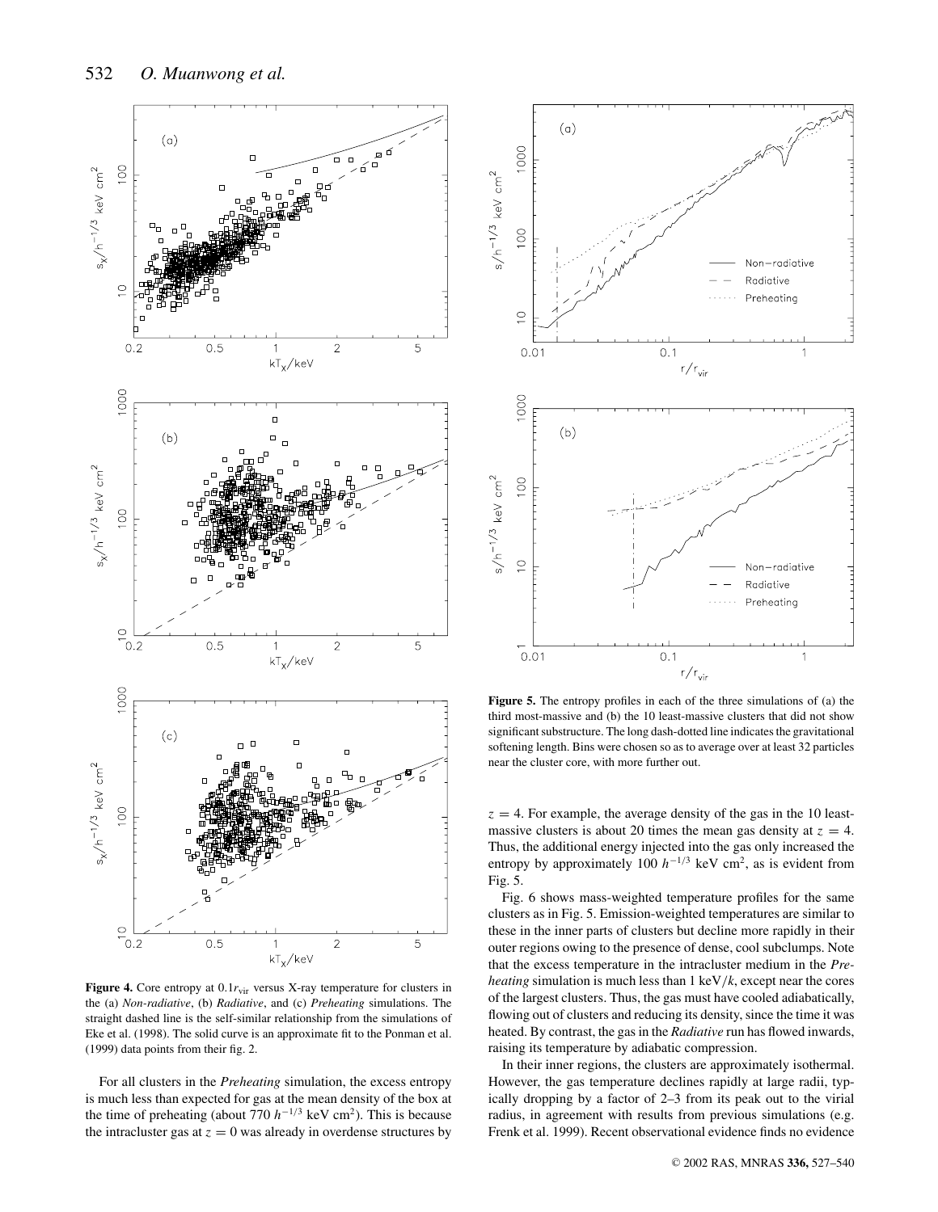**Figure 4.** Core entropy at $0.1r_{\rm vir}$ versus X-ray temperature for clusters in the (a) *Non-radiative*, (b) *Radiative*, and (c) *Preheating* simulations. The straight dashed line is the self-similar relationship from the simulations of Eke et al. (1998). The solid curve is an approximate fit to the Ponman et al. (1999) data points from their fig. 2.

**Figure 5.** The entropy profiles in each of the three simulations of (a) the third most-massive and (b) the 10 least-massive clusters that did not show significant substructure. The long dash-dotted line indicates the gravitational softening length. Bins were chosen so as to average over at least 32 particles near the cluster core, with more further out.

For all clusters in the *Preheating* simulation, the excess entropy is much less than expected for gas at the mean density of the box at the time of preheating (about 770 $h^{-1/3}$ keV cm$^2$). This is because the intracluster gas at $z = 0$ was already in overdense structures by $z = 4$. For example, the average density of the gas in the 10 least-massive clusters is about 20 times the mean gas density at $z = 4$. Thus, the additional energy injected into the gas only increased the entropy by approximately 100 $h^{-1/3}$ keV cm$^2$, as is evident from Fig. 5.

Fig. 6 shows mass-weighted temperature profiles for the same clusters as in Fig. 5. Emission-weighted temperatures are similar to these in the inner parts of clusters but decline more rapidly in their outer regions owing to the presence of dense, cool subclumps. Note that the excess temperature in the intracluster medium in the *Preheating* simulation is much less than 1 keV$/k$, except near the cores of the largest clusters. Thus, the gas must have cooled adiabatically, flowing out of clusters and reducing its density, since the time it was heated. By contrast, the gas in the *Radiative* run has flowed inwards, raising its temperature by adiabatic compression.

In their inner regions, the clusters are approximately isothermal. However, the gas temperature declines rapidly at large radii, typically dropping by a factor of 2–3 from its peak out to the virial radius, in agreement with results from previous simulations (e.g. Frenk et al. 1999). Recent observational evidence finds no evidence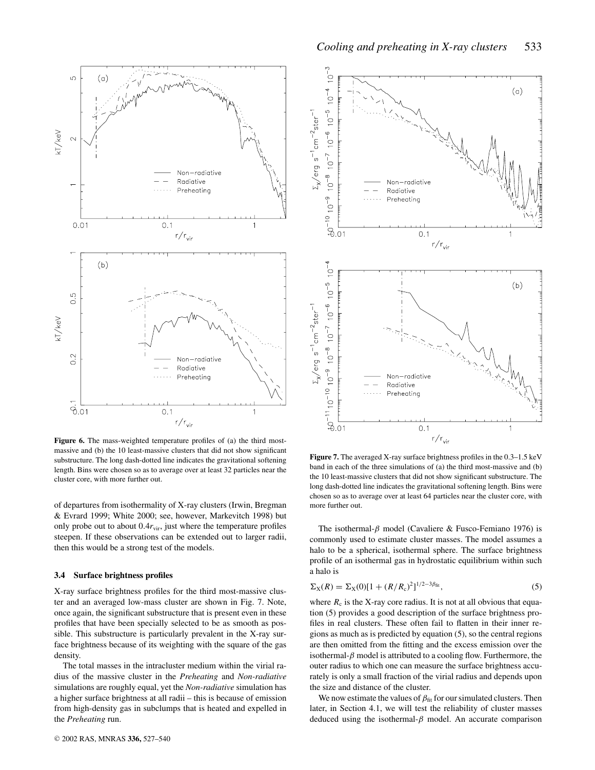**Figure 6.** The mass-weighted temperature profiles of (a) the third most-massive and (b) the 10 least-massive clusters that did not show significant substructure. The long dash-dotted line indicates the gravitational softening length. Bins were chosen so as to average over at least 32 particles near the cluster core, with more further out.

**Figure 7.** The averaged X-ray surface brightness profiles in the 0.3–1.5 keV band in each of the three simulations of (a) the third most-massive and (b) the 10 least-massive clusters that did not show significant substructure. The long dash-dotted line indicates the gravitational softening length. Bins were chosen so as to average over at least 64 particles near the cluster core, with more further out.

of departures from isothermality of X-ray clusters (Irwin, Bregman & Evrard 1999; White 2000; see, however, Markevitch 1998) but only probe out to about $0.4r_{\rm vir}$, just where the temperature profiles steepen. If these observations can be extended out to larger radii, then this would be a strong test of the models.

### 3.4 Surface brightness profiles

X-ray surface brightness profiles for the third most-massive cluster and an averaged low-mass cluster are shown in Fig. 7. Note, once again, the significant substructure that is present even in these profiles that have been specially selected to be as smooth as possible. This substructure is particularly prevalent in the X-ray surface brightness because of its weighting with the square of the gas density.

The total masses in the intracluster medium within the virial radius of the massive cluster in the *Preheating* and *Non-radiative* simulations are roughly equal, yet the *Non-radiative* simulation has a higher surface brightness at all radii – this is because of emission from high-density gas in subclumps that is heated and expelled in the *Preheating* run.

The isothermal-$\beta$ model (Cavaliere & Fusco-Femiano 1976) is commonly used to estimate cluster masses. The model assumes a halo to be a spherical, isothermal sphere. The surface brightness profile of an isothermal gas in hydrostatic equilibrium within such a halo is

$$\Sigma_{\rm X}(R) = \Sigma_{\rm X}(0)[1 + (R/R_{\rm c})^2]^{1/2-3\beta_{\rm fit}}, \tag{5}$$

where $R_{\rm c}$ is the X-ray core radius. It is not at all obvious that equation (5) provides a good description of the surface brightness profiles in real clusters. These often fail to flatten in their inner regions as much as is predicted by equation (5), so the central regions are then omitted from the fitting and the excess emission over the isothermal-$\beta$ model is attributed to a cooling flow. Furthermore, the outer radius to which one can measure the surface brightness accurately is only a small fraction of the virial radius and depends upon the size and distance of the cluster.

We now estimate the values of $\beta_{\rm fit}$ for our simulated clusters. Then later, in Section 4.1, we will test the reliability of cluster masses deduced using the isothermal-$\beta$ model. An accurate comparison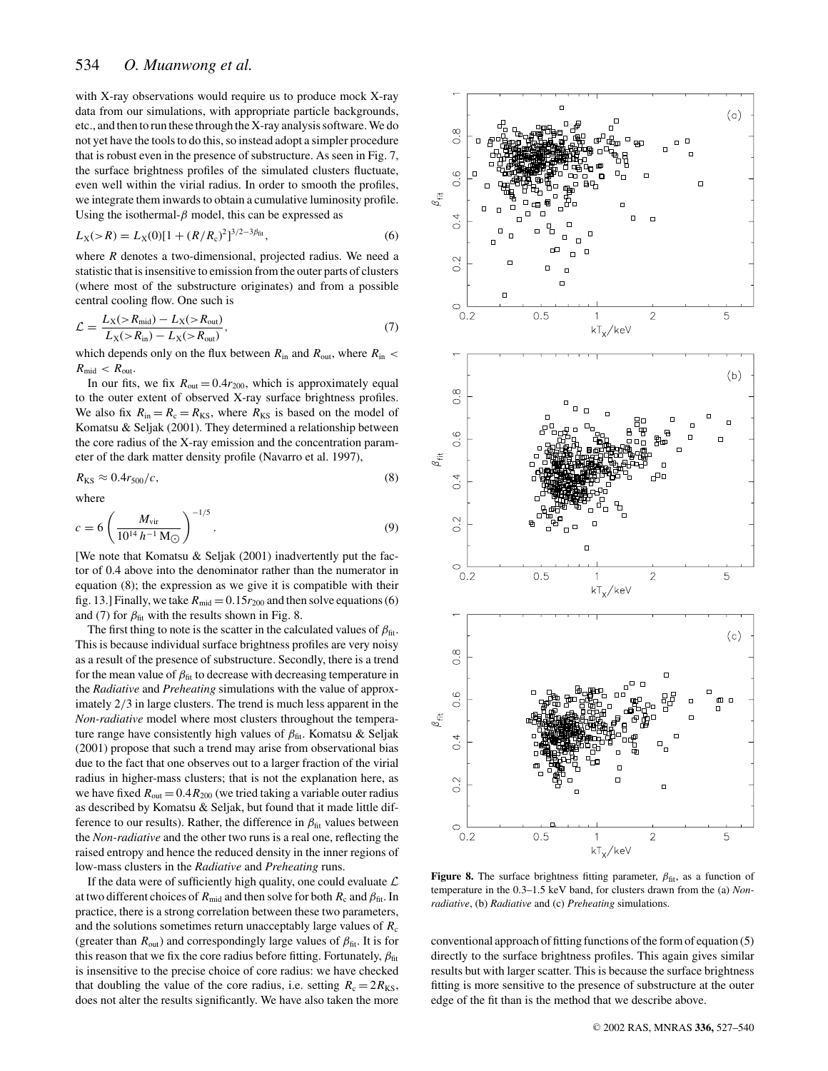with X-ray observations would require us to produce mock X-ray data from our simulations, with appropriate particle backgrounds, etc., and then to run these through the X-ray analysis software. We do not yet have the tools to do this, so instead adopt a simpler procedure that is robust even in the presence of substructure. As seen in Fig. 7, the surface brightness profiles of the simulated clusters fluctuate, even well within the virial radius. In order to smooth the profiles, we integrate them inwards to obtain a cumulative luminosity profile. Using the isothermal-$\beta$ model, this can be expressed as

$$L_{\rm X}(>R) = L_{\rm X}(0)[1 + (R/R_{\rm c})^2]^{3/2-3\beta_{\rm fit}}, \tag{6}$$

where $R$ denotes a two-dimensional, projected radius. We need a statistic that is insensitive to emission from the outer parts of clusters (where most of the substructure originates) and from a possible central cooling flow. One such is

$$\mathcal{L} = \frac{L_{\rm X}(>R_{\rm mid}) - L_{\rm X}(>R_{\rm out})}{L_{\rm X}(>R_{\rm in}) - L_{\rm X}(>R_{\rm out})}, \tag{7}$$

which depends only on the flux between $R_{\rm in}$ and $R_{\rm out}$, where $R_{\rm in} < R_{\rm mid} < R_{\rm out}$.

In our fits, we fix $R_{\rm out} = 0.4r_{200}$, which is approximately equal to the outer extent of observed X-ray surface brightness profiles. We also fix $R_{\rm in} = R_{\rm c} = R_{\rm KS}$, where $R_{\rm KS}$ is based on the model of Komatsu & Seljak (2001). They determined a relationship between the core radius of the X-ray emission and the concentration parameter of the dark matter density profile (Navarro et al. 1997),

$$R_{\rm KS} \approx 0.4r_{500}/c, \tag{8}$$

where

$$c = 6\left(\frac{M_{\rm vir}}{10^{14}\,h^{-1}\,{\rm M}_\odot}\right)^{-1/5}. \tag{9}$$

[We note that Komatsu & Seljak (2001) inadvertently put the factor of 0.4 above into the denominator rather than the numerator in equation (8); the expression as we give it is compatible with their fig. 13.] Finally, we take $R_{\rm mid} = 0.15r_{200}$ and then solve equations (6) and (7) for $\beta_{\rm fit}$ with the results shown in Fig. 8.

The first thing to note is the scatter in the calculated values of $\beta_{\rm fit}$. This is because individual surface brightness profiles are very noisy as a result of the presence of substructure. Secondly, there is a trend for the mean value of $\beta_{\rm fit}$ to decrease with decreasing temperature in the *Radiative* and *Preheating* simulations with the value of approximately 2/3 in large clusters. The trend is much less apparent in the *Non-radiative* model where most clusters throughout the temperature range have consistently high values of $\beta_{\rm fit}$. Komatsu & Seljak (2001) propose that such a trend may arise from observational bias due to the fact that one observes out to a larger fraction of the virial radius in higher-mass clusters; that is not the explanation here, as we have fixed $R_{\rm out} = 0.4R_{200}$ (we tried taking a variable outer radius as described by Komatsu & Seljak, but found that it made little difference to our results). Rather, the difference in $\beta_{\rm fit}$ values between the *Non-radiative* and the other two runs is a real one, reflecting the raised entropy and hence the reduced density in the inner regions of low-mass clusters in the *Radiative* and *Preheating* runs.

If the data were of sufficiently high quality, one could evaluate $\mathcal{L}$ at two different choices of $R_{\rm mid}$ and then solve for both $R_{\rm c}$ and $\beta_{\rm fit}$. In practice, there is a strong correlation between these two parameters, and the solutions sometimes return unacceptably large values of $R_{\rm c}$ (greater than $R_{\rm out}$) and correspondingly large values of $\beta_{\rm fit}$. It is for this reason that we fix the core radius before fitting. Fortunately, $\beta_{\rm fit}$ is insensitive to the precise choice of core radius: we have checked that doubling the value of the core radius, i.e. setting $R_{\rm c} = 2R_{\rm KS}$, does not alter the results significantly. We have also taken the more conventional approach of fitting functions of the form of equation (5) directly to the surface brightness profiles. This again gives similar results but with larger scatter. This is because the surface brightness fitting is more sensitive to the presence of substructure at the outer edge of the fit than is the method that we describe above.

**Figure 8.** The surface brightness fitting parameter, $\beta_{\rm fit}$, as a function of temperature in the 0.3–1.5 keV band, for clusters drawn from the (a) *Non-radiative*, (b) *Radiative* and (c) *Preheating* simulations.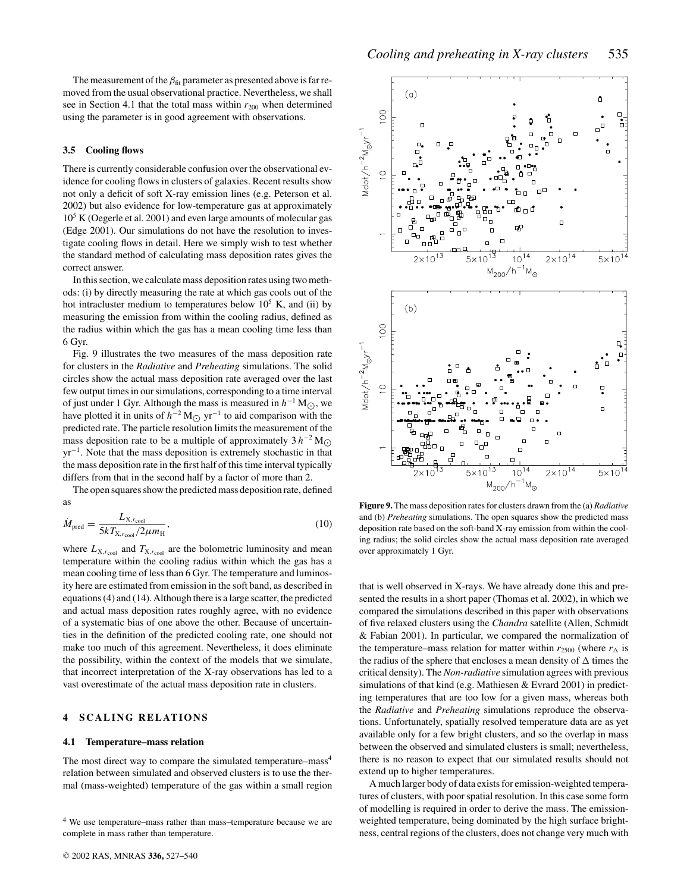The measurement of the $\beta_{\rm fit}$ parameter as presented above is far removed from the usual observational practice. Nevertheless, we shall see in Section 4.1 that the total mass within $r_{200}$ when determined using the parameter is in good agreement with observations.

### 3.5 Cooling flows

There is currently considerable confusion over the observational evidence for cooling flows in clusters of galaxies. Recent results show not only a deficit of soft X-ray emission lines (e.g. Peterson et al. 2002) but also evidence for low-temperature gas at approximately $10^5$ K (Oegerle et al. 2001) and even large amounts of molecular gas (Edge 2001). Our simulations do not have the resolution to investigate cooling flows in detail. Here we simply wish to test whether the standard method of calculating mass deposition rates gives the correct answer.

In this section, we calculate mass deposition rates using two methods: (i) by directly measuring the rate at which gas cools out of the hot intracluster medium to temperatures below $10^5$ K, and (ii) by measuring the emission from within the cooling radius, defined as the radius within which the gas has a mean cooling time less than 6 Gyr.

Fig. 9 illustrates the two measures of the mass deposition rate for clusters in the *Radiative* and *Preheating* simulations. The solid circles show the actual mass deposition rate averaged over the last few output times in our simulations, corresponding to a time interval of just under 1 Gyr. Although the mass is measured in $h^{-1}\,\mathrm{M}_{\odot}$, we have plotted it in units of $h^{-2}\,\mathrm{M}_{\odot}\,\mathrm{yr}^{-1}$ to aid comparison with the predicted rate. The particle resolution limits the measurement of the mass deposition rate to be a multiple of approximately $3\,h^{-2}\,\mathrm{M}_{\odot}\,\mathrm{yr}^{-1}$. Note that the mass deposition is extremely stochastic in that the mass deposition rate in the first half of this time interval typically differs from that in the second half by a factor of more than 2.

The open squares show the predicted mass deposition rate, defined as

$$\dot{M}_{\rm pred} = \frac{L_{{\rm X},r_{\rm cool}}}{5kT_{{\rm X},r_{\rm cool}}/2\mu m_{\rm H}}, \tag{10}$$

where $L_{{\rm X},r_{\rm cool}}$ and $T_{{\rm X},r_{\rm cool}}$ are the bolometric luminosity and mean temperature within the cooling radius within which the gas has a mean cooling time of less than 6 Gyr. The temperature and luminosity here are estimated from emission in the soft band, as described in equations (4) and (14). Although there is a large scatter, the predicted and actual mass deposition rates roughly agree, with no evidence of a systematic bias of one above the other. Because of uncertainties in the definition of the predicted cooling rate, one should not make too much of this agreement. Nevertheless, it does eliminate the possibility, within the context of the models that we simulate, that incorrect interpretation of the X-ray observations has led to a vast overestimate of the actual mass deposition rate in clusters.

**Figure 9.** The mass deposition rates for clusters drawn from the (a) *Radiative* and (b) *Preheating* simulations. The open squares show the predicted mass deposition rate based on the soft-band X-ray emission from within the cooling radius; the solid circles show the actual mass deposition rate averaged over approximately 1 Gyr.

## 4 SCALING RELATIONS

### 4.1 Temperature–mass relation

The most direct way to compare the simulated temperature–mass[4] relation between simulated and observed clusters is to use the thermal (mass-weighted) temperature of the gas within a small region that is well observed in X-rays. We have already done this and presented the results in a short paper (Thomas et al. 2002), in which we compared the simulations described in this paper with observations of five relaxed clusters using the *Chandra* satellite (Allen, Schmidt & Fabian 2001). In particular, we compared the normalization of the temperature–mass relation for matter within $r_{2500}$ (where $r_\Delta$ is the radius of the sphere that encloses a mean density of $\Delta$ times the critical density). The *Non-radiative* simulation agrees with previous simulations of that kind (e.g. Mathiesen & Evrard 2001) in predicting temperatures that are too low for a given mass, whereas both the *Radiative* and *Preheating* simulations reproduce the observations. Unfortunately, spatially resolved temperature data are as yet available only for a few bright clusters, and so the overlap in mass between the observed and simulated clusters is small; nevertheless, there is no reason to expect that our simulated results should not extend up to higher temperatures.

A much larger body of data exists for emission-weighted temperatures of clusters, with poor spatial resolution. In this case some form of modelling is required in order to derive the mass. The emission-weighted temperature, being dominated by the high surface brightness, central regions of the clusters, does not change very much with

[4] We use temperature–mass rather than mass–temperature because we are complete in mass rather than temperature.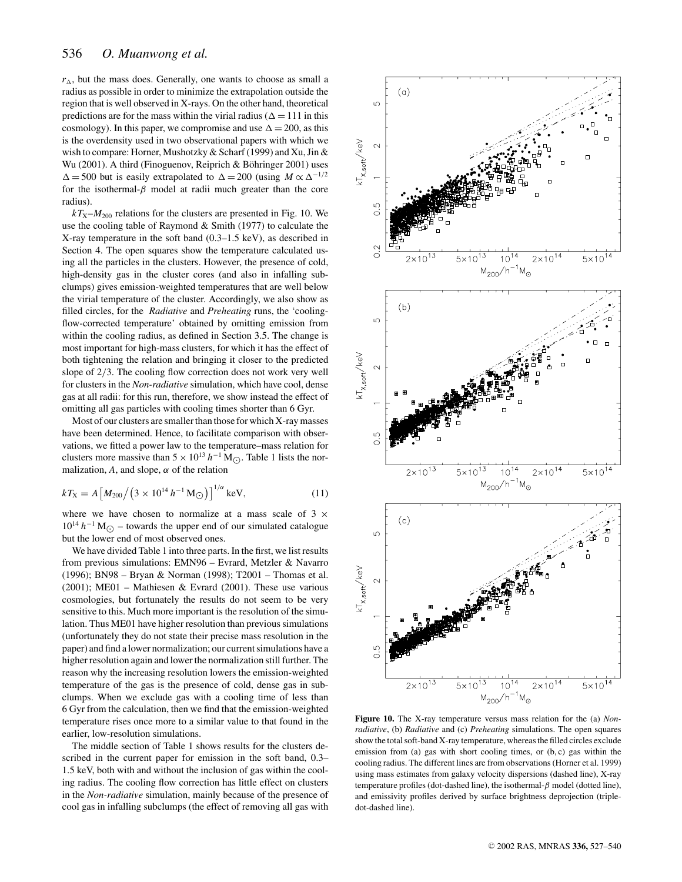$r_\Delta$, but the mass does. Generally, one wants to choose as small a radius as possible in order to minimize the extrapolation outside the region that is well observed in X-rays. On the other hand, theoretical predictions are for the mass within the virial radius ($\Delta = 111$ in this cosmology). In this paper, we compromise and use $\Delta = 200$, as this is the overdensity used in two observational papers with which we wish to compare: Horner, Mushotzky & Scharf (1999) and Xu, Jin & Wu (2001). A third (Finoguenov, Reiprich & Böhringer 2001) uses $\Delta = 500$ but is easily extrapolated to $\Delta = 200$ (using $M \propto \Delta^{-1/2}$ for the isothermal-$\beta$ model at radii much greater than the core radius).

$kT_X$–$M_{200}$ relations for the clusters are presented in Fig. 10. We use the cooling table of Raymond & Smith (1977) to calculate the X-ray temperature in the soft band (0.3–1.5 keV), as described in Section 4. The open squares show the temperature calculated using all the particles in the clusters. However, the presence of cold, high-density gas in the cluster cores (and also in infalling subclumps) gives emission-weighted temperatures that are well below the virial temperature of the cluster. Accordingly, we also show as filled circles, for the *Radiative* and *Preheating* runs, the 'cooling-flow-corrected temperature' obtained by omitting emission from within the cooling radius, as defined in Section 3.5. The change is most important for high-mass clusters, for which it has the effect of both tightening the relation and bringing it closer to the predicted slope of 2/3. The cooling flow correction does not work very well for clusters in the *Non-radiative* simulation, which have cool, dense gas at all radii: for this run, therefore, we show instead the effect of omitting all gas particles with cooling times shorter than 6 Gyr.

Most of our clusters are smaller than those for which X-ray masses have been determined. Hence, to facilitate comparison with observations, we fitted a power law to the temperature–mass relation for clusters more massive than $5 \times 10^{13}\,h^{-1}\,\mathrm{M}_\odot$. Table 1 lists the normalization, $A$, and slope, $\alpha$ of the relation

$$kT_X = A\left[M_{200}\big/\left(3 \times 10^{14}\,h^{-1}\,\mathrm{M}_\odot\right)\right]^{1/\alpha}\,\mathrm{keV}, \qquad (11)$$

where we have chosen to normalize at a mass scale of $3 \times 10^{14}\,h^{-1}\,\mathrm{M}_\odot$ – towards the upper end of our simulated catalogue but the lower end of most observed ones.

We have divided Table 1 into three parts. In the first, we list results from previous simulations: EMN96 – Evrard, Metzler & Navarro (1996); BN98 – Bryan & Norman (1998); T2001 – Thomas et al. (2001); ME01 – Mathiesen & Evrard (2001). These use various cosmologies, but fortunately the results do not seem to be very sensitive to this. Much more important is the resolution of the simulation. Thus ME01 have higher resolution than previous simulations (unfortunately they do not state their precise mass resolution in the paper) and find a lower normalization; our current simulations have a higher resolution again and lower the normalization still further. The reason why the increasing resolution lowers the emission-weighted temperature of the gas is the presence of cold, dense gas in subclumps. When we exclude gas with a cooling time of less than 6 Gyr from the calculation, then we find that the emission-weighted temperature rises once more to a similar value to that found in the earlier, low-resolution simulations.

The middle section of Table 1 shows results for the clusters described in the current paper for emission in the soft band, 0.3–1.5 keV, both with and without the inclusion of gas within the cooling radius. The cooling flow correction has little effect on clusters in the *Non-radiative* simulation, mainly because of the presence of cool gas in infalling subclumps (the effect of removing all gas with

**Figure 10.** The X-ray temperature versus mass relation for the (a) *Non-radiative*, (b) *Radiative* and (c) *Preheating* simulations. The open squares show the total soft-band X-ray temperature, whereas the filled circles exclude emission from (a) gas with short cooling times, or (b, c) gas within the cooling radius. The different lines are from observations (Horner et al. 1999) using mass estimates from galaxy velocity dispersions (dashed line), X-ray temperature profiles (dot-dashed line), the isothermal-$\beta$ model (dotted line), and emissivity profiles derived by surface brightness deprojection (triple-dot-dashed line).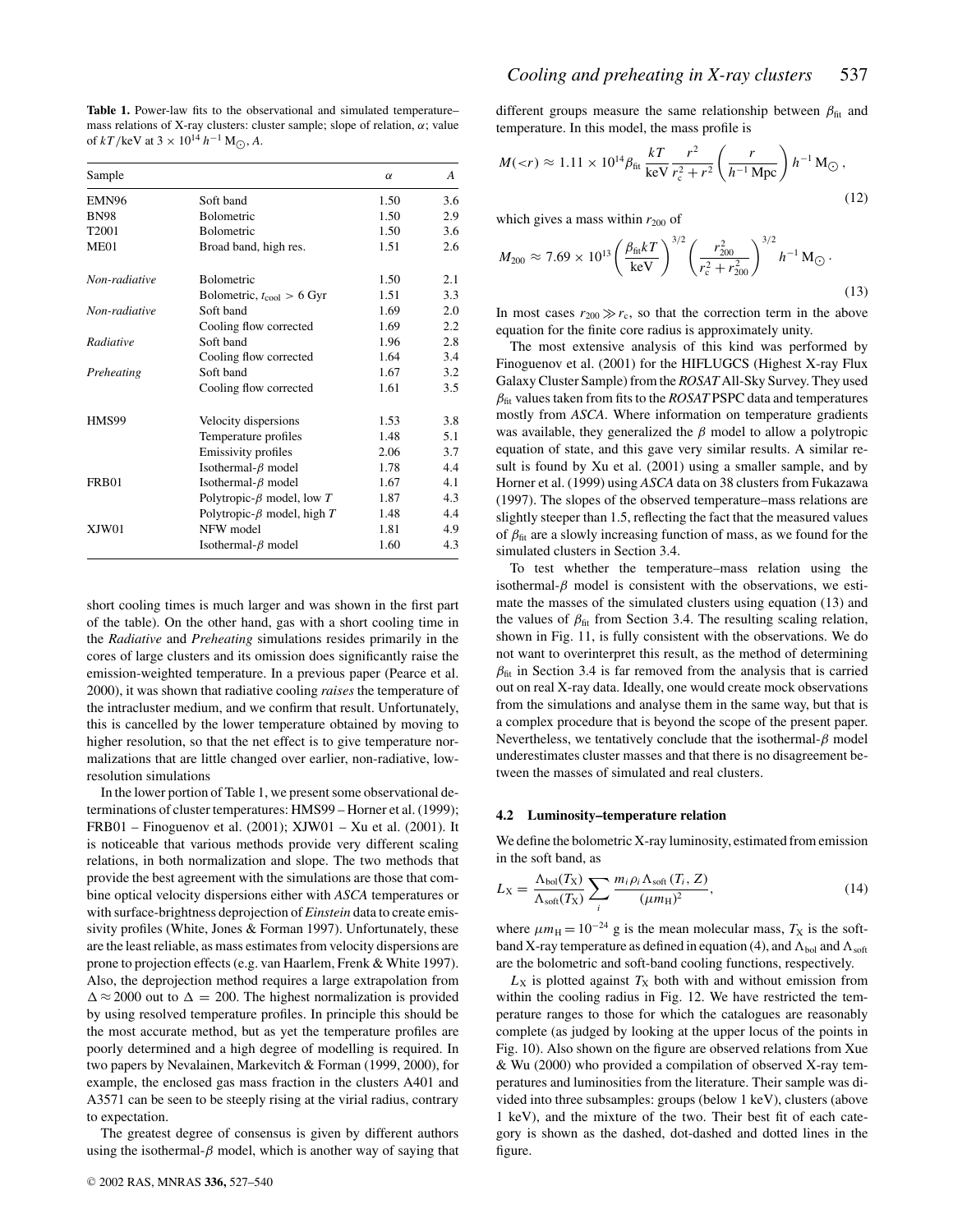**Table 1.** Power-law fits to the observational and simulated temperature–mass relations of X-ray clusters: cluster sample; slope of relation, $\alpha$; value of $kT$/keV at $3 \times 10^{14}\,h^{-1}\,\mathrm{M}_\odot$, $A$.

| Sample | | $\alpha$ | $A$ |
|---|---|---|---|
| EMN96 | Soft band | 1.50 | 3.6 |
| BN98 | Bolometric | 1.50 | 2.9 |
| T2001 | Bolometric | 1.50 | 3.6 |
| ME01 | Broad band, high res. | 1.51 | 2.6 |
| *Non-radiative* | Bolometric | 1.50 | 2.1 |
| | Bolometric, $t_{\mathrm{cool}} > 6$ Gyr | 1.51 | 3.3 |
| *Non-radiative* | Soft band | 1.69 | 2.0 |
| | Cooling flow corrected | 1.69 | 2.2 |
| *Radiative* | Soft band | 1.96 | 2.8 |
| | Cooling flow corrected | 1.64 | 3.4 |
| *Preheating* | Soft band | 1.67 | 3.2 |
| | Cooling flow corrected | 1.61 | 3.5 |
| HMS99 | Velocity dispersions | 1.53 | 3.8 |
| | Temperature profiles | 1.48 | 5.1 |
| | Emissivity profiles | 2.06 | 3.7 |
| | Isothermal-$\beta$ model | 1.78 | 4.4 |
| FRB01 | Isothermal-$\beta$ model | 1.67 | 4.1 |
| | Polytropic-$\beta$ model, low $T$ | 1.87 | 4.3 |
| | Polytropic-$\beta$ model, high $T$ | 1.48 | 4.4 |
| XJW01 | NFW model | 1.81 | 4.9 |
| | Isothermal-$\beta$ model | 1.60 | 4.3 |

short cooling times is much larger and was shown in the first part of the table). On the other hand, gas with a short cooling time in the *Radiative* and *Preheating* simulations resides primarily in the cores of large clusters and its omission does significantly raise the emission-weighted temperature. In a previous paper (Pearce et al. 2000), it was shown that radiative cooling *raises* the temperature of the intracluster medium, and we confirm that result. Unfortunately, this is cancelled by the lower temperature obtained by moving to higher resolution, so that the net effect is to give temperature normalizations that are little changed over earlier, non-radiative, low-resolution simulations

In the lower portion of Table 1, we present some observational determinations of cluster temperatures: HMS99 – Horner et al. (1999); FRB01 – Finoguenov et al. (2001); XJW01 – Xu et al. (2001). It is noticeable that various methods provide very different scaling relations, in both normalization and slope. The two methods that provide the best agreement with the simulations are those that combine optical velocity dispersions either with *ASCA* temperatures or with surface-brightness deprojection of *Einstein* data to create emissivity profiles (White, Jones & Forman 1997). Unfortunately, these are the least reliable, as mass estimates from velocity dispersions are prone to projection effects (e.g. van Haarlem, Frenk & White 1997). Also, the deprojection method requires a large extrapolation from $\Delta \approx 2000$ out to $\Delta = 200$. The highest normalization is provided by using resolved temperature profiles. In principle this should be the most accurate method, but as yet the temperature profiles are poorly determined and a high degree of modelling is required. In two papers by Nevalainen, Markevitch & Forman (1999, 2000), for example, the enclosed gas mass fraction in the clusters A401 and A3571 can be seen to be steeply rising at the virial radius, contrary to expectation.

The greatest degree of consensus is given by different authors using the isothermal-$\beta$ model, which is another way of saying that different groups measure the same relationship between $\beta_{\mathrm{fit}}$ and temperature. In this model, the mass profile is

$$M(<r) \approx 1.11 \times 10^{14} \beta_{\mathrm{fit}} \frac{kT}{\mathrm{keV}} \frac{r^2}{r_{\mathrm{c}}^2 + r^2} \left( \frac{r}{h^{-1}\,\mathrm{Mpc}} \right) h^{-1}\,\mathrm{M}_\odot, \tag{12}$$

which gives a mass within $r_{200}$ of

$$M_{200} \approx 7.69 \times 10^{13} \left( \frac{\beta_{\mathrm{fit}} kT}{\mathrm{keV}} \right)^{3/2} \left( \frac{r_{200}^2}{r_{\mathrm{c}}^2 + r_{200}^2} \right)^{3/2} h^{-1}\,\mathrm{M}_\odot. \tag{13}$$

In most cases $r_{200} \gg r_{\mathrm{c}}$, so that the correction term in the above equation for the finite core radius is approximately unity.

The most extensive analysis of this kind was performed by Finoguenov et al. (2001) for the HIFLUGCS (Highest X-ray Flux Galaxy Cluster Sample) from the *ROSAT* All-Sky Survey. They used $\beta_{\mathrm{fit}}$ values taken from fits to the *ROSAT* PSPC data and temperatures mostly from *ASCA*. Where information on temperature gradients was available, they generalized the $\beta$ model to allow a polytropic equation of state, and this gave very similar results. A similar result is found by Xu et al. (2001) using a smaller sample, and by Horner et al. (1999) using *ASCA* data on 38 clusters from Fukazawa (1997). The slopes of the observed temperature–mass relations are slightly steeper than 1.5, reflecting the fact that the measured values of $\beta_{\mathrm{fit}}$ are a slowly increasing function of mass, as we found for the simulated clusters in Section 3.4.

To test whether the temperature–mass relation using the isothermal-$\beta$ model is consistent with the observations, we estimate the masses of the simulated clusters using equation (13) and the values of $\beta_{\mathrm{fit}}$ from Section 3.4. The resulting scaling relation, shown in Fig. 11, is fully consistent with the observations. We do not want to overinterpret this result, as the method of determining $\beta_{\mathrm{fit}}$ in Section 3.4 is far removed from the analysis that is carried out on real X-ray data. Ideally, one would create mock observations from the simulations and analyse them in the same way, but that is a complex procedure that is beyond the scope of the present paper. Nevertheless, we tentatively conclude that the isothermal-$\beta$ model underestimates cluster masses and that there is no disagreement between the masses of simulated and real clusters.

### 4.2 Luminosity–temperature relation

We define the bolometric X-ray luminosity, estimated from emission in the soft band, as

$$L_{\mathrm{X}} = \frac{\Lambda_{\mathrm{bol}}(T_{\mathrm{X}})}{\Lambda_{\mathrm{soft}}(T_{\mathrm{X}})} \sum_i \frac{m_i \rho_i \Lambda_{\mathrm{soft}}(T_i, Z)}{(\mu m_{\mathrm{H}})^2}, \tag{14}$$

where $\mu m_{\mathrm{H}} = 10^{-24}$ g is the mean molecular mass, $T_{\mathrm{X}}$ is the soft-band X-ray temperature as defined in equation (4), and $\Lambda_{\mathrm{bol}}$ and $\Lambda_{\mathrm{soft}}$ are the bolometric and soft-band cooling functions, respectively.

$L_{\mathrm{X}}$ is plotted against $T_{\mathrm{X}}$ both with and without emission from within the cooling radius in Fig. 12. We have restricted the temperature ranges to those for which the catalogues are reasonably complete (as judged by looking at the upper locus of the points in Fig. 10). Also shown on the figure are observed relations from Xue & Wu (2000) who provided a compilation of observed X-ray temperatures and luminosities from the literature. Their sample was divided into three subsamples: groups (below 1 keV), clusters (above 1 keV), and the mixture of the two. Their best fit of each category is shown as the dashed, dot-dashed and dotted lines in the figure.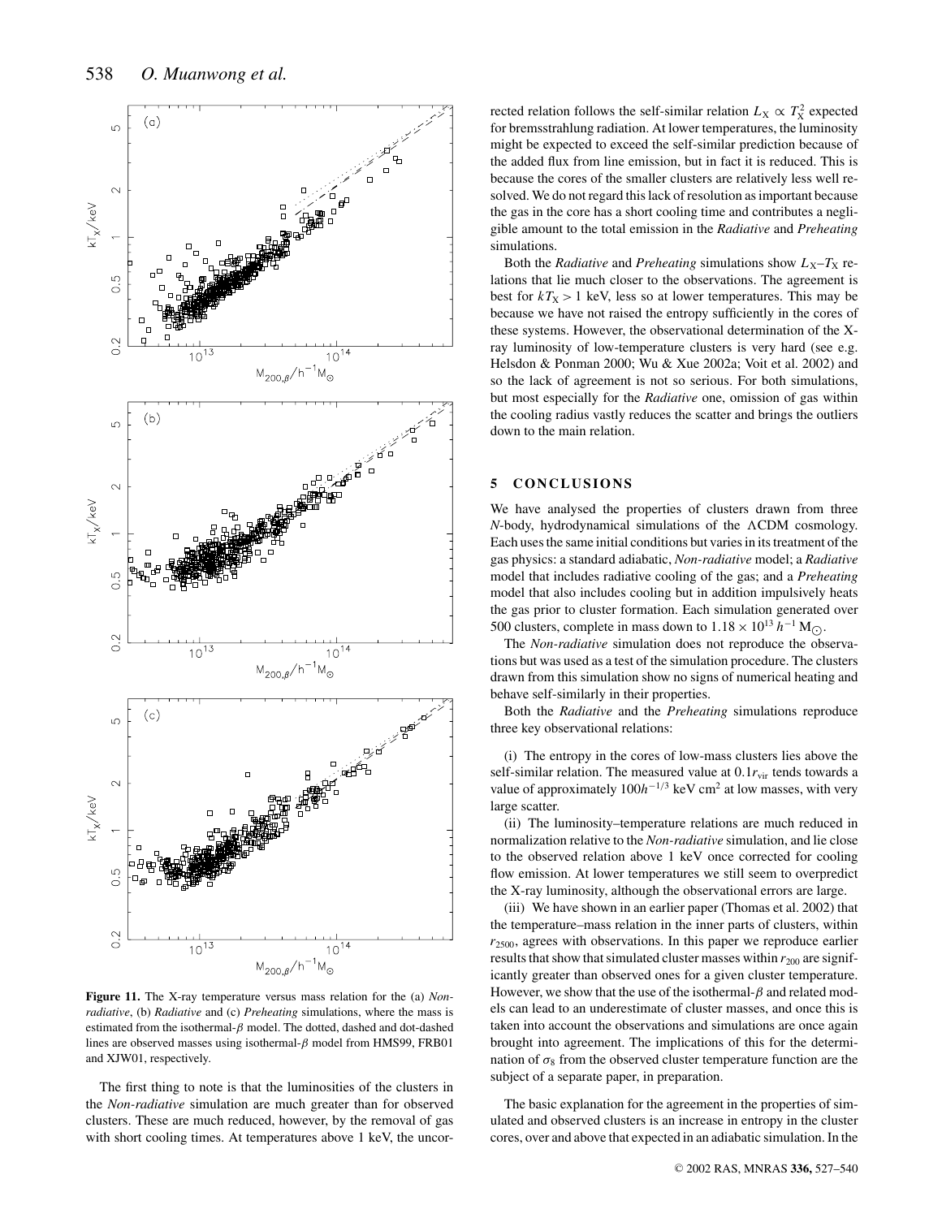**Figure 11.** The X-ray temperature versus mass relation for the (a) *Non-radiative*, (b) *Radiative* and (c) *Preheating* simulations, where the mass is estimated from the isothermal-$\beta$ model. The dotted, dashed and dot-dashed lines are observed masses using isothermal-$\beta$ model from HMS99, FRB01 and XJW01, respectively.

The first thing to note is that the luminosities of the clusters in the *Non-radiative* simulation are much greater than for observed clusters. These are much reduced, however, by the removal of gas with short cooling times. At temperatures above 1 keV, the uncorrected relation follows the self-similar relation $L_X \propto T_X^2$ expected for bremsstrahlung radiation. At lower temperatures, the luminosity might be expected to exceed the self-similar prediction because of the added flux from line emission, but in fact it is reduced. This is because the cores of the smaller clusters are relatively less well resolved. We do not regard this lack of resolution as important because the gas in the core has a short cooling time and contributes a negligible amount to the total emission in the *Radiative* and *Preheating* simulations.

Both the *Radiative* and *Preheating* simulations show $L_X$–$T_X$ relations that lie much closer to the observations. The agreement is best for $kT_X > 1$ keV, less so at lower temperatures. This may be because we have not raised the entropy sufficiently in the cores of these systems. However, the observational determination of the X-ray luminosity of low-temperature clusters is very hard (see e.g. Helsdon & Ponman 2000; Wu & Xue 2002a; Voit et al. 2002) and so the lack of agreement is not so serious. For both simulations, but most especially for the *Radiative* one, omission of gas within the cooling radius vastly reduces the scatter and brings the outliers down to the main relation.

## 5 CONCLUSIONS

We have analysed the properties of clusters drawn from three *N*-body, hydrodynamical simulations of the $\Lambda$CDM cosmology. Each uses the same initial conditions but varies in its treatment of the gas physics: a standard adiabatic, *Non-radiative* model; a *Radiative* model that includes radiative cooling of the gas; and a *Preheating* model that also includes cooling but in addition impulsively heats the gas prior to cluster formation. Each simulation generated over 500 clusters, complete in mass down to $1.18 \times 10^{13}\,h^{-1}\,\mathrm{M}_\odot$.

The *Non-radiative* simulation does not reproduce the observations but was used as a test of the simulation procedure. The clusters drawn from this simulation show no signs of numerical heating and behave self-similarly in their properties.

Both the *Radiative* and the *Preheating* simulations reproduce three key observational relations:

(i) The entropy in the cores of low-mass clusters lies above the self-similar relation. The measured value at $0.1r_{\rm vir}$ tends towards a value of approximately $100h^{-1/3}$ keV cm$^2$ at low masses, with very large scatter.

(ii) The luminosity–temperature relations are much reduced in normalization relative to the *Non-radiative* simulation, and lie close to the observed relation above 1 keV once corrected for cooling flow emission. At lower temperatures we still seem to overpredict the X-ray luminosity, although the observational errors are large.

(iii) We have shown in an earlier paper (Thomas et al. 2002) that the temperature–mass relation in the inner parts of clusters, within $r_{2500}$, agrees with observations. In this paper we reproduce earlier results that show that simulated cluster masses within $r_{200}$ are significantly greater than observed ones for a given cluster temperature. However, we show that the use of the isothermal-$\beta$ and related models can lead to an underestimate of cluster masses, and once this is taken into account the observations and simulations are once again brought into agreement. The implications of this for the determination of $\sigma_8$ from the observed cluster temperature function are the subject of a separate paper, in preparation.

The basic explanation for the agreement in the properties of simulated and observed clusters is an increase in entropy in the cluster cores, over and above that expected in an adiabatic simulation. In the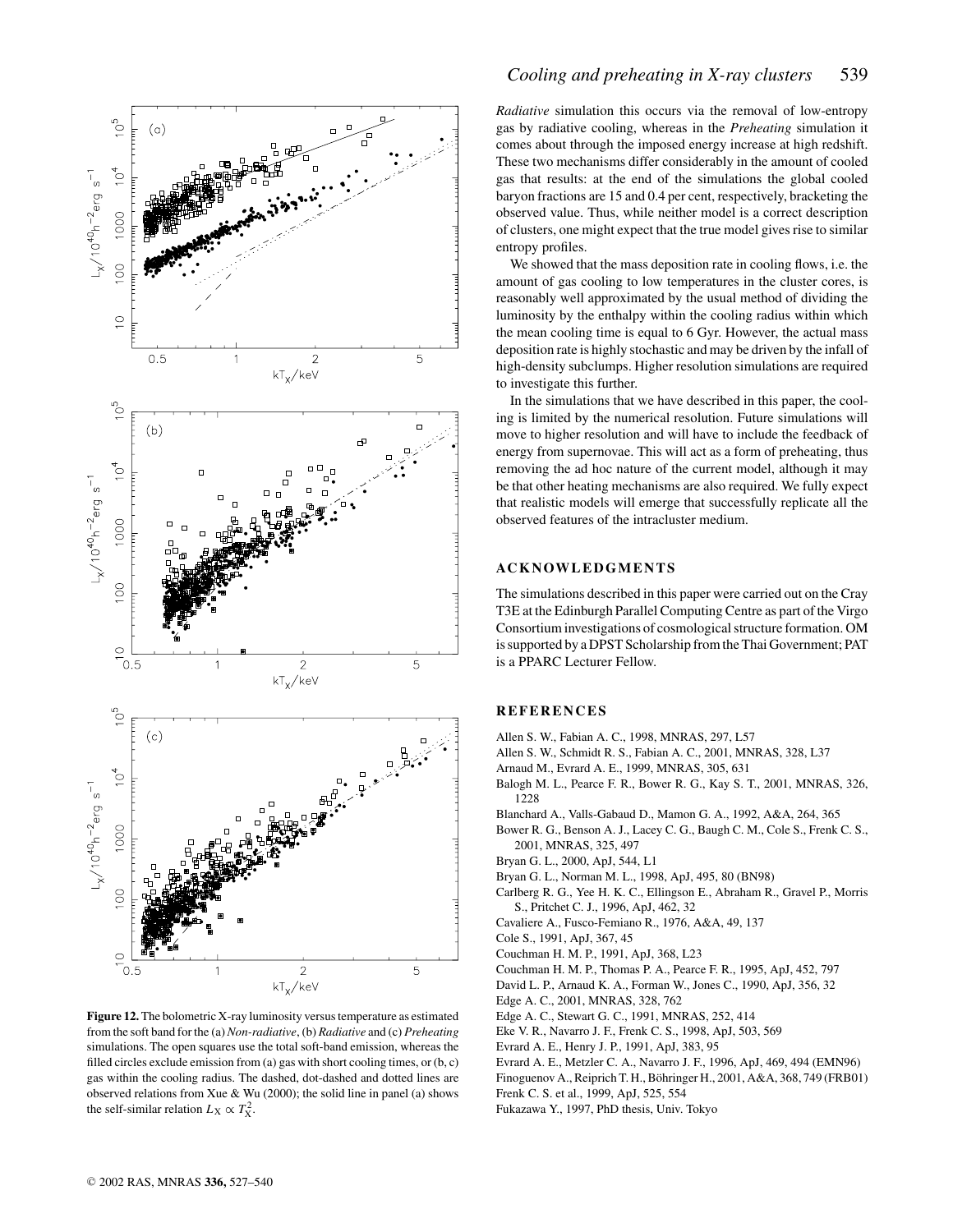**Figure 12.** The bolometric X-ray luminosity versus temperature as estimated from the soft band for the (a) *Non-radiative*, (b) *Radiative* and (c) *Preheating* simulations. The open squares use the total soft-band emission, whereas the filled circles exclude emission from (a) gas with short cooling times, or (b, c) gas within the cooling radius. The dashed, dot-dashed and dotted lines are observed relations from Xue & Wu (2000); the solid line in panel (a) shows the self-similar relation $L_X \propto T_X^2$.

*Radiative* simulation this occurs via the removal of low-entropy gas by radiative cooling, whereas in the *Preheating* simulation it comes about through the imposed energy increase at high redshift. These two mechanisms differ considerably in the amount of cooled gas that results: at the end of the simulations the global cooled baryon fractions are 15 and 0.4 per cent, respectively, bracketing the observed value. Thus, while neither model is a correct description of clusters, one might expect that the true model gives rise to similar entropy profiles.

We showed that the mass deposition rate in cooling flows, i.e. the amount of gas cooling to low temperatures in the cluster cores, is reasonably well approximated by the usual method of dividing the luminosity by the enthalpy within the cooling radius within which the mean cooling time is equal to 6 Gyr. However, the actual mass deposition rate is highly stochastic and may be driven by the infall of high-density subclumps. Higher resolution simulations are required to investigate this further.

In the simulations that we have described in this paper, the cooling is limited by the numerical resolution. Future simulations will move to higher resolution and will have to include the feedback of energy from supernovae. This will act as a form of preheating, thus removing the ad hoc nature of the current model, although it may be that other heating mechanisms are also required. We fully expect that realistic models will emerge that successfully replicate all the observed features of the intracluster medium.

## ACKNOWLEDGMENTS

The simulations described in this paper were carried out on the Cray T3E at the Edinburgh Parallel Computing Centre as part of the Virgo Consortium investigations of cosmological structure formation. OM is supported by a DPST Scholarship from the Thai Government; PAT is a PPARC Lecturer Fellow.

## REFERENCES

Allen S. W., Fabian A. C., 1998, MNRAS, 297, L57

Allen S. W., Schmidt R. S., Fabian A. C., 2001, MNRAS, 328, L37

Arnaud M., Evrard A. E., 1999, MNRAS, 305, 631

Balogh M. L., Pearce F. R., Bower R. G., Kay S. T., 2001, MNRAS, 326, 1228

Blanchard A., Valls-Gabaud D., Mamon G. A., 1992, A&A, 264, 365

Bower R. G., Benson A. J., Lacey C. G., Baugh C. M., Cole S., Frenk C. S., 2001, MNRAS, 325, 497

Bryan G. L., 2000, ApJ, 544, L1

Bryan G. L., Norman M. L., 1998, ApJ, 495, 80 (BN98)

Carlberg R. G., Yee H. K. C., Ellingson E., Abraham R., Gravel P., Morris S., Pritchet C. J., 1996, ApJ, 462, 32

Cavaliere A., Fusco-Femiano R., 1976, A&A, 49, 137

Cole S., 1991, ApJ, 367, 45

Couchman H. M. P., 1991, ApJ, 368, L23

Couchman H. M. P., Thomas P. A., Pearce F. R., 1995, ApJ, 452, 797

David L. P., Arnaud K. A., Forman W., Jones C., 1990, ApJ, 356, 32

Edge A. C., 2001, MNRAS, 328, 762

Edge A. C., Stewart G. C., 1991, MNRAS, 252, 414

Eke V. R., Navarro J. F., Frenk C. S., 1998, ApJ, 503, 569

Evrard A. E., Henry J. P., 1991, ApJ, 383, 95

Evrard A. E., Metzler C. A., Navarro J. F., 1996, ApJ, 469, 494 (EMN96)

Finoguenov A., Reiprich T. H., Böhringer H., 2001, A&A, 368, 749 (FRB01)

Frenk C. S. et al., 1999, ApJ, 525, 554

Fukazawa Y., 1997, PhD thesis, Univ. Tokyo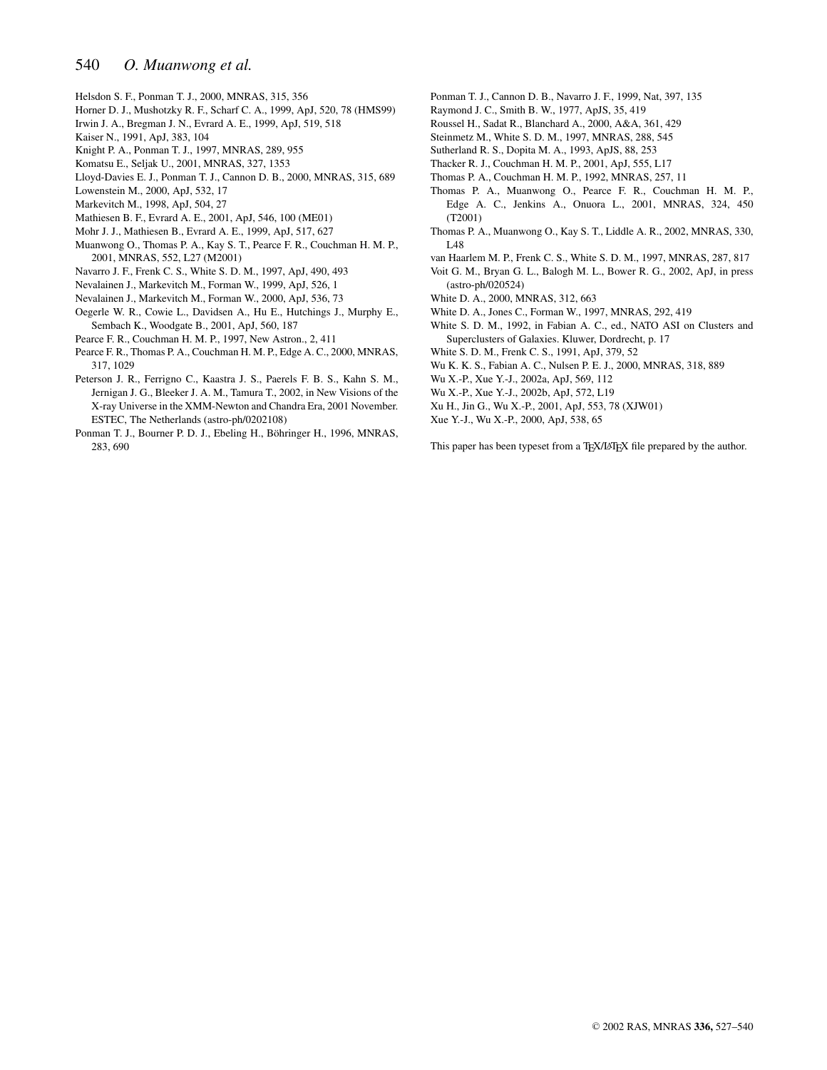Helsdon S. F., Ponman T. J., 2000, MNRAS, 315, 356

Horner D. J., Mushotzky R. F., Scharf C. A., 1999, ApJ, 520, 78 (HMS99)

Irwin J. A., Bregman J. N., Evrard A. E., 1999, ApJ, 519, 518

Kaiser N., 1991, ApJ, 383, 104

Knight P. A., Ponman T. J., 1997, MNRAS, 289, 955

Komatsu E., Seljak U., 2001, MNRAS, 327, 1353

Lloyd-Davies E. J., Ponman T. J., Cannon D. B., 2000, MNRAS, 315, 689

Lowenstein M., 2000, ApJ, 532, 17

Markevitch M., 1998, ApJ, 504, 27

Mathiesen B. F., Evrard A. E., 2001, ApJ, 546, 100 (ME01)

Mohr J. J., Mathiesen B., Evrard A. E., 1999, ApJ, 517, 627

Muanwong O., Thomas P. A., Kay S. T., Pearce F. R., Couchman H. M. P., 2001, MNRAS, 552, L27 (M2001)

Navarro J. F., Frenk C. S., White S. D. M., 1997, ApJ, 490, 493

Nevalainen J., Markevitch M., Forman W., 1999, ApJ, 526, 1

Nevalainen J., Markevitch M., Forman W., 2000, ApJ, 536, 73

Oegerle W. R., Cowie L., Davidsen A., Hu E., Hutchings J., Murphy E., Sembach K., Woodgate B., 2001, ApJ, 560, 187

Pearce F. R., Couchman H. M. P., 1997, New Astron., 2, 411

Pearce F. R., Thomas P. A., Couchman H. M. P., Edge A. C., 2000, MNRAS, 317, 1029

Peterson J. R., Ferrigno C., Kaastra J. S., Paerels F. B. S., Kahn S. M., Jernigan J. G., Bleeker J. A. M., Tamura T., 2002, in New Visions of the X-ray Universe in the XMM-Newton and Chandra Era, 2001 November. ESTEC, The Netherlands (astro-ph/0202108)

Ponman T. J., Bourner P. D. J., Ebeling H., Böhringer H., 1996, MNRAS, 283, 690

Ponman T. J., Cannon D. B., Navarro J. F., 1999, Nat, 397, 135

Raymond J. C., Smith B. W., 1977, ApJS, 35, 419

Roussel H., Sadat R., Blanchard A., 2000, A&A, 361, 429

Steinmetz M., White S. D. M., 1997, MNRAS, 288, 545

Sutherland R. S., Dopita M. A., 1993, ApJS, 88, 253

Thacker R. J., Couchman H. M. P., 2001, ApJ, 555, L17

Thomas P. A., Couchman H. M. P., 1992, MNRAS, 257, 11

Thomas P. A., Muanwong O., Pearce F. R., Couchman H. M. P., Edge A. C., Jenkins A., Onuora L., 2001, MNRAS, 324, 450 (T2001)

Thomas P. A., Muanwong O., Kay S. T., Liddle A. R., 2002, MNRAS, 330, L48

van Haarlem M. P., Frenk C. S., White S. D. M., 1997, MNRAS, 287, 817

Voit G. M., Bryan G. L., Balogh M. L., Bower R. G., 2002, ApJ, in press (astro-ph/020524)

White D. A., 2000, MNRAS, 312, 663

White D. A., Jones C., Forman W., 1997, MNRAS, 292, 419

White S. D. M., 1992, in Fabian A. C., ed., NATO ASI on Clusters and Superclusters of Galaxies. Kluwer, Dordrecht, p. 17

White S. D. M., Frenk C. S., 1991, ApJ, 379, 52

Wu K. K. S., Fabian A. C., Nulsen P. E. J., 2000, MNRAS, 318, 889

Wu X.-P., Xue Y.-J., 2002a, ApJ, 569, 112

Wu X.-P., Xue Y.-J., 2002b, ApJ, 572, L19

Xu H., Jin G., Wu X.-P., 2001, ApJ, 553, 78 (XJW01)

Xue Y.-J., Wu X.-P., 2000, ApJ, 538, 65

This paper has been typeset from a TEX/LATEX file prepared by the author.